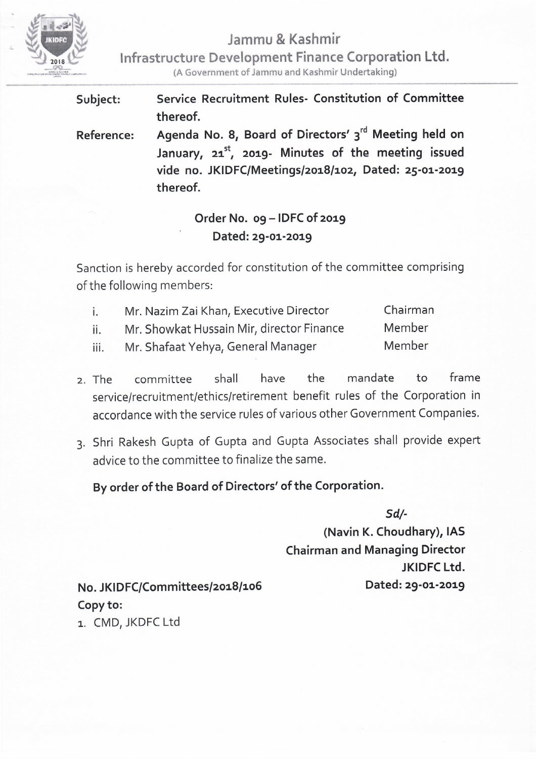# Jammu & Kashmir
## Infrastructure Development Finance Corporation Ltd.
(A Government of Jammu and Kashmir Undertaking)

**Subject:** **Service Recruitment Rules- Constitution of Committee thereof.**

**Reference:** **Agenda No. 8, Board of Directors' 3rd Meeting held on January, 21st, 2019- Minutes of the meeting issued vide no. JKIDFC/Meetings/2018/102, Dated: 25-01-2019 thereof.**

**Order No. 09 – IDFC of 2019**
**Dated: 29-01-2019**

Sanction is hereby accorded for constitution of the committee comprising of the following members:

| | | |
|---|---|---|
| i. | Mr. Nazim Zai Khan, Executive Director | Chairman |
| ii. | Mr. Showkat Hussain Mir, director Finance | Member |
| iii. | Mr. Shafaat Yehya, General Manager | Member |

2. The committee shall have the mandate to frame service/recruitment/ethics/retirement benefit rules of the Corporation in accordance with the service rules of various other Government Companies.

3. Shri Rakesh Gupta of Gupta and Gupta Associates shall provide expert advice to the committee to finalize the same.

**By order of the Board of Directors' of the Corporation.**

*Sd/-*
**(Navin K. Choudhary), IAS**
**Chairman and Managing Director**
**JKIDFC Ltd.**
**Dated: 29-01-2019**

**No. JKIDFC/Committees/2018/106**
**Copy to:**
1. CMD, JKDFC Ltd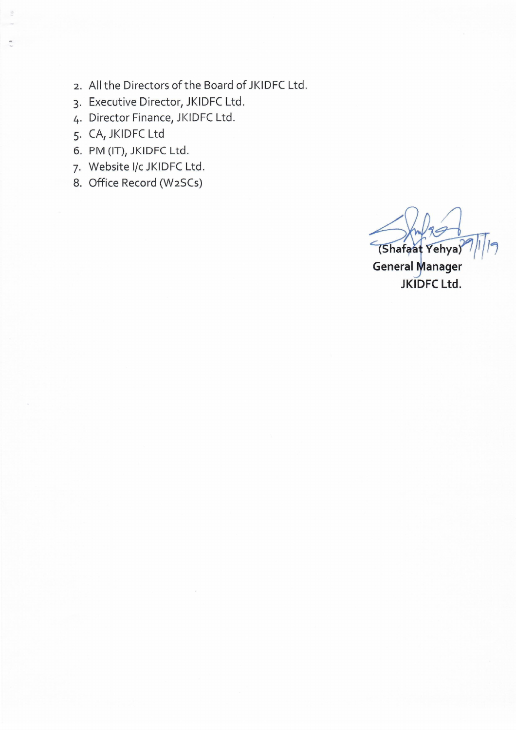2. All the Directors of the Board of JKIDFC Ltd.
3. Executive Director, JKIDFC Ltd.
4. Director Finance, JKIDFC Ltd.
5. CA, JKIDFC Ltd
6. PM (IT), JKIDFC Ltd.
7. Website I/c JKIDFC Ltd.
8. Office Record (W2SCs)

29/1/19

**(Shafaat Yehya)**
**General Manager**
**JKIDFC Ltd.**